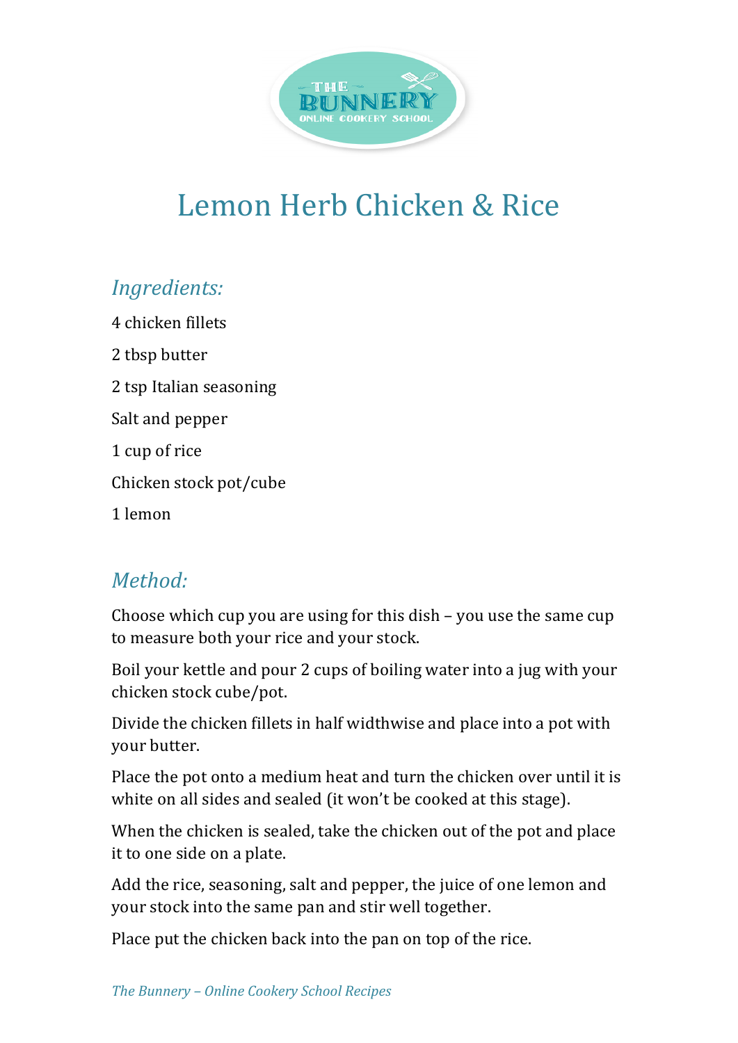# Lemon Herb Chicken & Rice

## *Ingredients:*

4 chicken fillets

2 tbsp butter

2 tsp Italian seasoning

Salt and pepper

1 cup of rice

Chicken stock pot/cube

1 lemon

## *Method:*

Choose which cup you are using for this dish – you use the same cup to measure both your rice and your stock.

Boil your kettle and pour 2 cups of boiling water into a jug with your chicken stock cube/pot.

Divide the chicken fillets in half widthwise and place into a pot with your butter.

Place the pot onto a medium heat and turn the chicken over until it is white on all sides and sealed (it won't be cooked at this stage).

When the chicken is sealed, take the chicken out of the pot and place it to one side on a plate.

Add the rice, seasoning, salt and pepper, the juice of one lemon and your stock into the same pan and stir well together.

Place put the chicken back into the pan on top of the rice.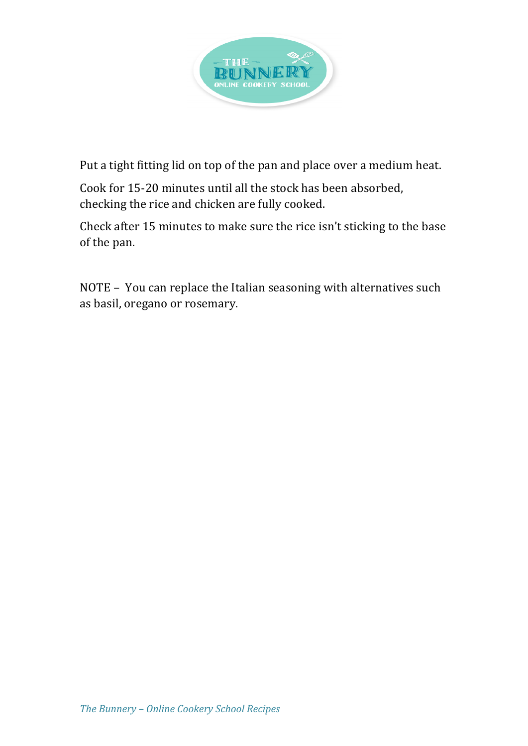Put a tight fitting lid on top of the pan and place over a medium heat.

Cook for 15-20 minutes until all the stock has been absorbed, checking the rice and chicken are fully cooked.

Check after 15 minutes to make sure the rice isn't sticking to the base of the pan.

NOTE – You can replace the Italian seasoning with alternatives such as basil, oregano or rosemary.